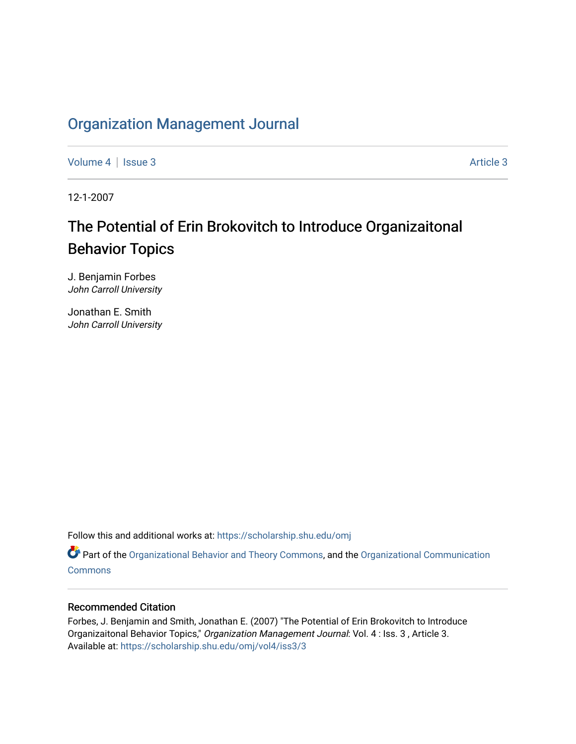# Organization Management Journal

Volume 4 | Issue 3 Article 3

12-1-2007

## The Potential of Erin Brokovitch to Introduce Organizaitonal Behavior Topics

J. Benjamin Forbes
*John Carroll University*

Jonathan E. Smith
*John Carroll University*

Follow this and additional works at: https://scholarship.shu.edu/omj

Part of the Organizational Behavior and Theory Commons, and the Organizational Communication Commons

### Recommended Citation

Forbes, J. Benjamin and Smith, Jonathan E. (2007) "The Potential of Erin Brokovitch to Introduce Organizaitonal Behavior Topics," *Organization Management Journal*: Vol. 4 : Iss. 3 , Article 3.
Available at: https://scholarship.shu.edu/omj/vol4/iss3/3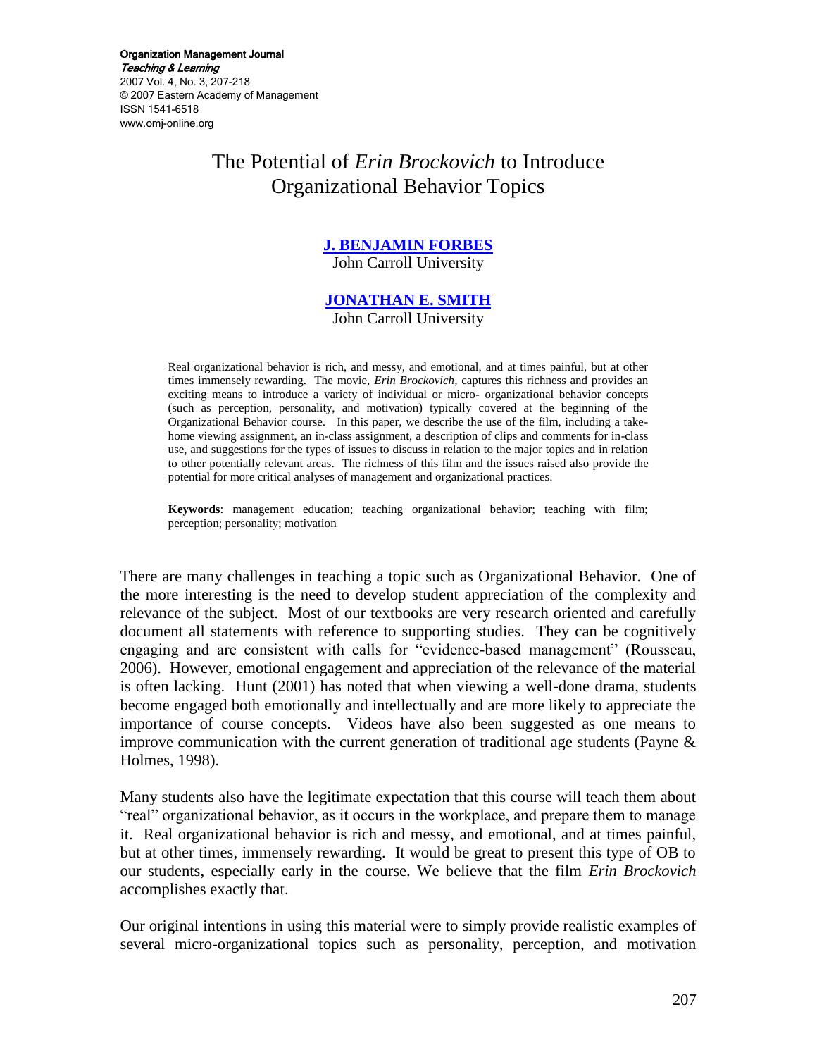# The Potential of *Erin Brockovich* to Introduce Organizational Behavior Topics

**J. BENJAMIN FORBES**
John Carroll University

**JONATHAN E. SMITH**
John Carroll University

Real organizational behavior is rich, and messy, and emotional, and at times painful, but at other times immensely rewarding. The movie, *Erin Brockovich,* captures this richness and provides an exciting means to introduce a variety of individual or micro- organizational behavior concepts (such as perception, personality, and motivation) typically covered at the beginning of the Organizational Behavior course. In this paper, we describe the use of the film, including a take-home viewing assignment, an in-class assignment, a description of clips and comments for in-class use, and suggestions for the types of issues to discuss in relation to the major topics and in relation to other potentially relevant areas. The richness of this film and the issues raised also provide the potential for more critical analyses of management and organizational practices.

**Keywords**: management education; teaching organizational behavior; teaching with film; perception; personality; motivation

There are many challenges in teaching a topic such as Organizational Behavior. One of the more interesting is the need to develop student appreciation of the complexity and relevance of the subject. Most of our textbooks are very research oriented and carefully document all statements with reference to supporting studies. They can be cognitively engaging and are consistent with calls for "evidence-based management" (Rousseau, 2006). However, emotional engagement and appreciation of the relevance of the material is often lacking. Hunt (2001) has noted that when viewing a well-done drama, students become engaged both emotionally and intellectually and are more likely to appreciate the importance of course concepts. Videos have also been suggested as one means to improve communication with the current generation of traditional age students (Payne & Holmes, 1998).

Many students also have the legitimate expectation that this course will teach them about "real" organizational behavior, as it occurs in the workplace, and prepare them to manage it. Real organizational behavior is rich and messy, and emotional, and at times painful, but at other times, immensely rewarding. It would be great to present this type of OB to our students, especially early in the course. We believe that the film *Erin Brockovich* accomplishes exactly that.

Our original intentions in using this material were to simply provide realistic examples of several micro-organizational topics such as personality, perception, and motivation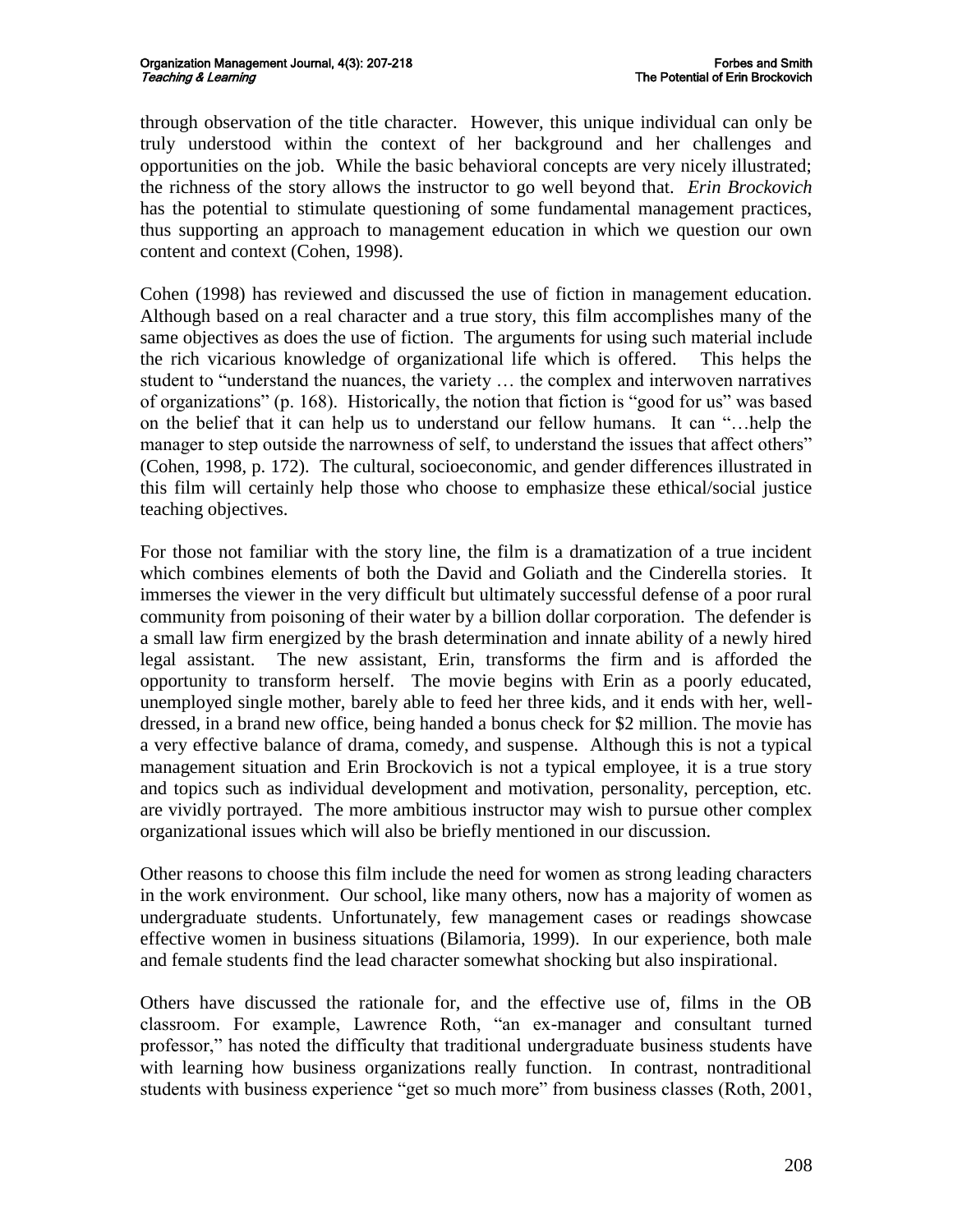through observation of the title character. However, this unique individual can only be truly understood within the context of her background and her challenges and opportunities on the job. While the basic behavioral concepts are very nicely illustrated; the richness of the story allows the instructor to go well beyond that. *Erin Brockovich* has the potential to stimulate questioning of some fundamental management practices, thus supporting an approach to management education in which we question our own content and context (Cohen, 1998).

Cohen (1998) has reviewed and discussed the use of fiction in management education. Although based on a real character and a true story, this film accomplishes many of the same objectives as does the use of fiction. The arguments for using such material include the rich vicarious knowledge of organizational life which is offered. This helps the student to "understand the nuances, the variety … the complex and interwoven narratives of organizations" (p. 168). Historically, the notion that fiction is "good for us" was based on the belief that it can help us to understand our fellow humans. It can "…help the manager to step outside the narrowness of self, to understand the issues that affect others" (Cohen, 1998, p. 172). The cultural, socioeconomic, and gender differences illustrated in this film will certainly help those who choose to emphasize these ethical/social justice teaching objectives.

For those not familiar with the story line, the film is a dramatization of a true incident which combines elements of both the David and Goliath and the Cinderella stories. It immerses the viewer in the very difficult but ultimately successful defense of a poor rural community from poisoning of their water by a billion dollar corporation. The defender is a small law firm energized by the brash determination and innate ability of a newly hired legal assistant. The new assistant, Erin, transforms the firm and is afforded the opportunity to transform herself. The movie begins with Erin as a poorly educated, unemployed single mother, barely able to feed her three kids, and it ends with her, well-dressed, in a brand new office, being handed a bonus check for $2 million. The movie has a very effective balance of drama, comedy, and suspense. Although this is not a typical management situation and Erin Brockovich is not a typical employee, it is a true story and topics such as individual development and motivation, personality, perception, etc. are vividly portrayed. The more ambitious instructor may wish to pursue other complex organizational issues which will also be briefly mentioned in our discussion.

Other reasons to choose this film include the need for women as strong leading characters in the work environment. Our school, like many others, now has a majority of women as undergraduate students. Unfortunately, few management cases or readings showcase effective women in business situations (Bilamoria, 1999). In our experience, both male and female students find the lead character somewhat shocking but also inspirational.

Others have discussed the rationale for, and the effective use of, films in the OB classroom. For example, Lawrence Roth, "an ex-manager and consultant turned professor," has noted the difficulty that traditional undergraduate business students have with learning how business organizations really function. In contrast, nontraditional students with business experience "get so much more" from business classes (Roth, 2001,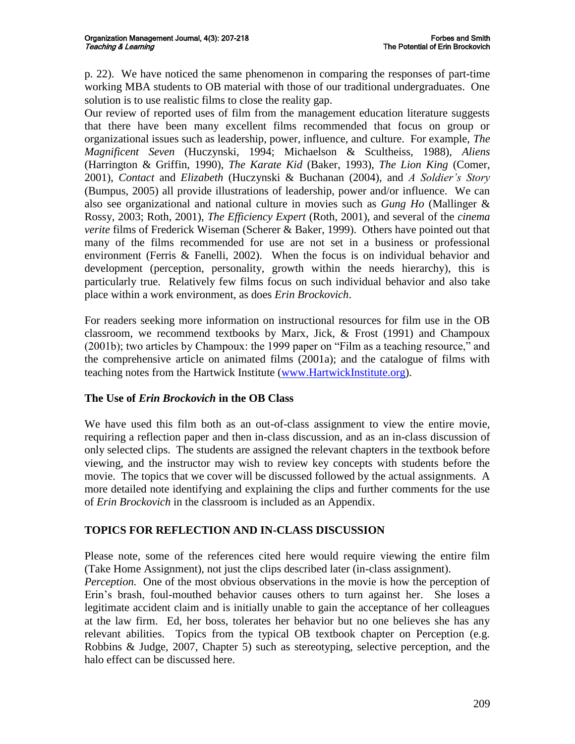p. 22). We have noticed the same phenomenon in comparing the responses of part-time working MBA students to OB material with those of our traditional undergraduates. One solution is to use realistic films to close the reality gap.

Our review of reported uses of film from the management education literature suggests that there have been many excellent films recommended that focus on group or organizational issues such as leadership, power, influence, and culture. For example, *The Magnificent Seven* (Huczynski, 1994; Michaelson & Scultheiss, 1988), *Aliens* (Harrington & Griffin, 1990), *The Karate Kid* (Baker, 1993), *The Lion King* (Comer, 2001), *Contact* and *Elizabeth* (Huczynski & Buchanan (2004), and *A Soldier's Story* (Bumpus, 2005) all provide illustrations of leadership, power and/or influence. We can also see organizational and national culture in movies such as *Gung Ho* (Mallinger & Rossy, 2003; Roth, 2001), *The Efficiency Expert* (Roth, 2001), and several of the *cinema verite* films of Frederick Wiseman (Scherer & Baker, 1999). Others have pointed out that many of the films recommended for use are not set in a business or professional environment (Ferris & Fanelli, 2002). When the focus is on individual behavior and development (perception, personality, growth within the needs hierarchy), this is particularly true. Relatively few films focus on such individual behavior and also take place within a work environment, as does *Erin Brockovich*.

For readers seeking more information on instructional resources for film use in the OB classroom, we recommend textbooks by Marx, Jick, & Frost (1991) and Champoux (2001b); two articles by Champoux: the 1999 paper on "Film as a teaching resource," and the comprehensive article on animated films (2001a); and the catalogue of films with teaching notes from the Hartwick Institute (www.HartwickInstitute.org).

### The Use of *Erin Brockovich* in the OB Class

We have used this film both as an out-of-class assignment to view the entire movie, requiring a reflection paper and then in-class discussion, and as an in-class discussion of only selected clips. The students are assigned the relevant chapters in the textbook before viewing, and the instructor may wish to review key concepts with students before the movie. The topics that we cover will be discussed followed by the actual assignments. A more detailed note identifying and explaining the clips and further comments for the use of *Erin Brockovich* in the classroom is included as an Appendix.

## TOPICS FOR REFLECTION AND IN-CLASS DISCUSSION

Please note, some of the references cited here would require viewing the entire film (Take Home Assignment), not just the clips described later (in-class assignment).

*Perception.* One of the most obvious observations in the movie is how the perception of Erin's brash, foul-mouthed behavior causes others to turn against her. She loses a legitimate accident claim and is initially unable to gain the acceptance of her colleagues at the law firm. Ed, her boss, tolerates her behavior but no one believes she has any relevant abilities. Topics from the typical OB textbook chapter on Perception (e.g. Robbins & Judge, 2007, Chapter 5) such as stereotyping, selective perception, and the halo effect can be discussed here.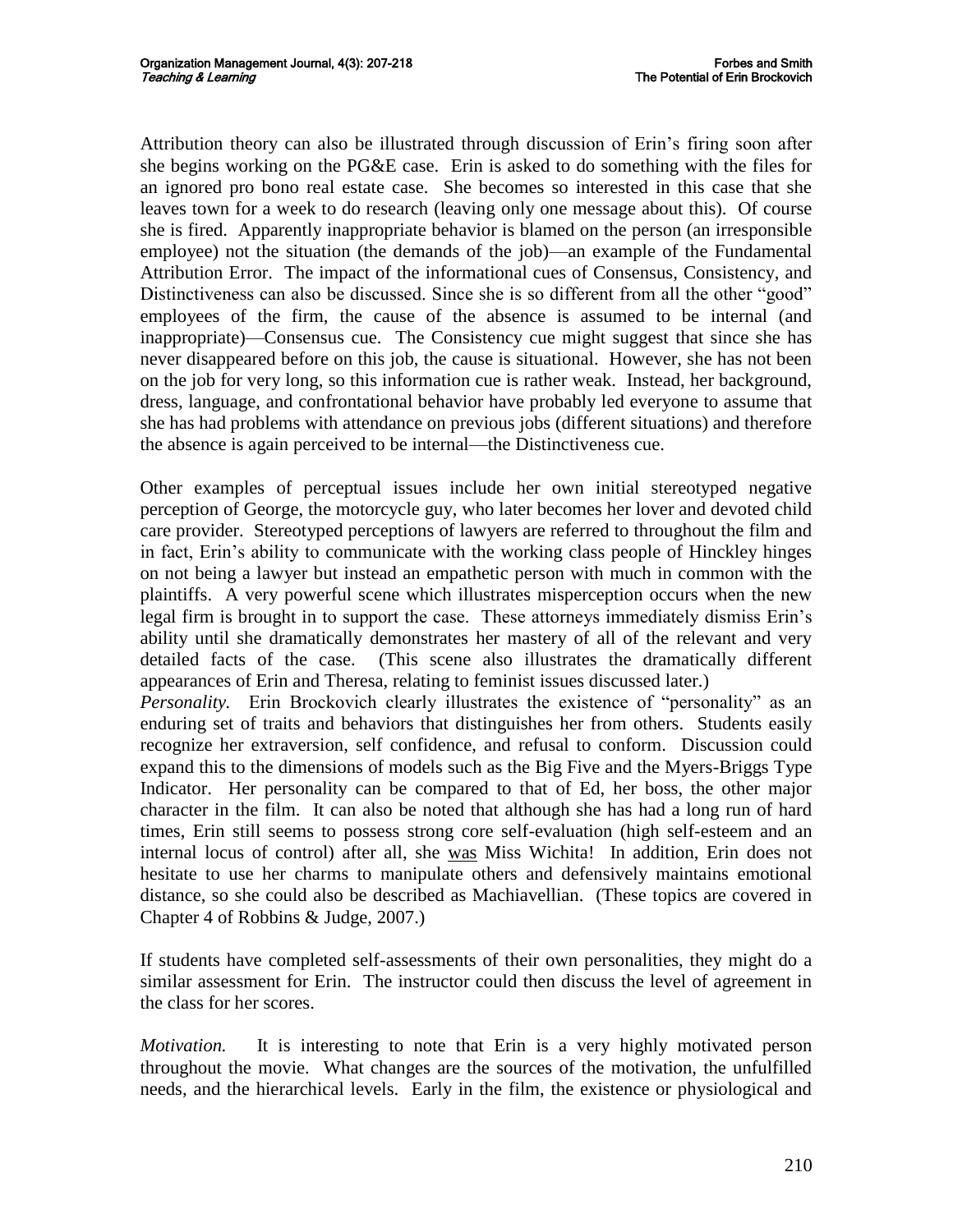Attribution theory can also be illustrated through discussion of Erin's firing soon after she begins working on the PG&E case. Erin is asked to do something with the files for an ignored pro bono real estate case. She becomes so interested in this case that she leaves town for a week to do research (leaving only one message about this). Of course she is fired. Apparently inappropriate behavior is blamed on the person (an irresponsible employee) not the situation (the demands of the job)—an example of the Fundamental Attribution Error. The impact of the informational cues of Consensus, Consistency, and Distinctiveness can also be discussed. Since she is so different from all the other "good" employees of the firm, the cause of the absence is assumed to be internal (and inappropriate)—Consensus cue. The Consistency cue might suggest that since she has never disappeared before on this job, the cause is situational. However, she has not been on the job for very long, so this information cue is rather weak. Instead, her background, dress, language, and confrontational behavior have probably led everyone to assume that she has had problems with attendance on previous jobs (different situations) and therefore the absence is again perceived to be internal—the Distinctiveness cue.

Other examples of perceptual issues include her own initial stereotyped negative perception of George, the motorcycle guy, who later becomes her lover and devoted child care provider. Stereotyped perceptions of lawyers are referred to throughout the film and in fact, Erin's ability to communicate with the working class people of Hinckley hinges on not being a lawyer but instead an empathetic person with much in common with the plaintiffs. A very powerful scene which illustrates misperception occurs when the new legal firm is brought in to support the case. These attorneys immediately dismiss Erin's ability until she dramatically demonstrates her mastery of all of the relevant and very detailed facts of the case. (This scene also illustrates the dramatically different appearances of Erin and Theresa, relating to feminist issues discussed later.)

*Personality.* Erin Brockovich clearly illustrates the existence of "personality" as an enduring set of traits and behaviors that distinguishes her from others. Students easily recognize her extraversion, self confidence, and refusal to conform. Discussion could expand this to the dimensions of models such as the Big Five and the Myers-Briggs Type Indicator. Her personality can be compared to that of Ed, her boss, the other major character in the film. It can also be noted that although she has had a long run of hard times, Erin still seems to possess strong core self-evaluation (high self-esteem and an internal locus of control) after all, she was Miss Wichita! In addition, Erin does not hesitate to use her charms to manipulate others and defensively maintains emotional distance, so she could also be described as Machiavellian. (These topics are covered in Chapter 4 of Robbins & Judge, 2007.)

If students have completed self-assessments of their own personalities, they might do a similar assessment for Erin. The instructor could then discuss the level of agreement in the class for her scores.

*Motivation.* It is interesting to note that Erin is a very highly motivated person throughout the movie. What changes are the sources of the motivation, the unfulfilled needs, and the hierarchical levels. Early in the film, the existence or physiological and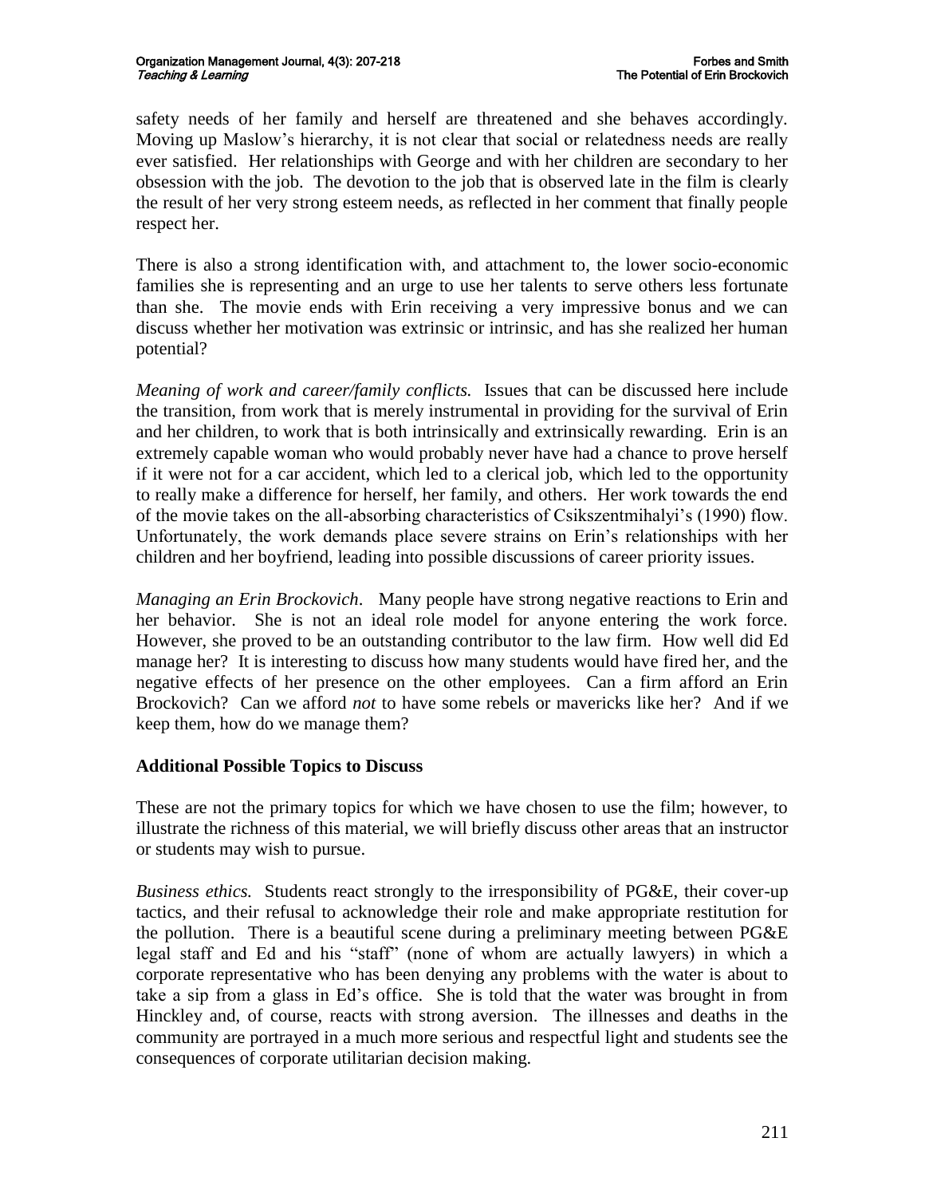safety needs of her family and herself are threatened and she behaves accordingly. Moving up Maslow's hierarchy, it is not clear that social or relatedness needs are really ever satisfied. Her relationships with George and with her children are secondary to her obsession with the job. The devotion to the job that is observed late in the film is clearly the result of her very strong esteem needs, as reflected in her comment that finally people respect her.

There is also a strong identification with, and attachment to, the lower socio-economic families she is representing and an urge to use her talents to serve others less fortunate than she. The movie ends with Erin receiving a very impressive bonus and we can discuss whether her motivation was extrinsic or intrinsic, and has she realized her human potential?

*Meaning of work and career/family conflicts.* Issues that can be discussed here include the transition, from work that is merely instrumental in providing for the survival of Erin and her children, to work that is both intrinsically and extrinsically rewarding. Erin is an extremely capable woman who would probably never have had a chance to prove herself if it were not for a car accident, which led to a clerical job, which led to the opportunity to really make a difference for herself, her family, and others. Her work towards the end of the movie takes on the all-absorbing characteristics of Csikszentmihalyi's (1990) flow. Unfortunately, the work demands place severe strains on Erin's relationships with her children and her boyfriend, leading into possible discussions of career priority issues.

*Managing an Erin Brockovich*. Many people have strong negative reactions to Erin and her behavior. She is not an ideal role model for anyone entering the work force. However, she proved to be an outstanding contributor to the law firm. How well did Ed manage her? It is interesting to discuss how many students would have fired her, and the negative effects of her presence on the other employees. Can a firm afford an Erin Brockovich? Can we afford *not* to have some rebels or mavericks like her? And if we keep them, how do we manage them?

## Additional Possible Topics to Discuss

These are not the primary topics for which we have chosen to use the film; however, to illustrate the richness of this material, we will briefly discuss other areas that an instructor or students may wish to pursue.

*Business ethics.* Students react strongly to the irresponsibility of PG&E, their cover-up tactics, and their refusal to acknowledge their role and make appropriate restitution for the pollution. There is a beautiful scene during a preliminary meeting between PG&E legal staff and Ed and his "staff" (none of whom are actually lawyers) in which a corporate representative who has been denying any problems with the water is about to take a sip from a glass in Ed's office. She is told that the water was brought in from Hinckley and, of course, reacts with strong aversion. The illnesses and deaths in the community are portrayed in a much more serious and respectful light and students see the consequences of corporate utilitarian decision making.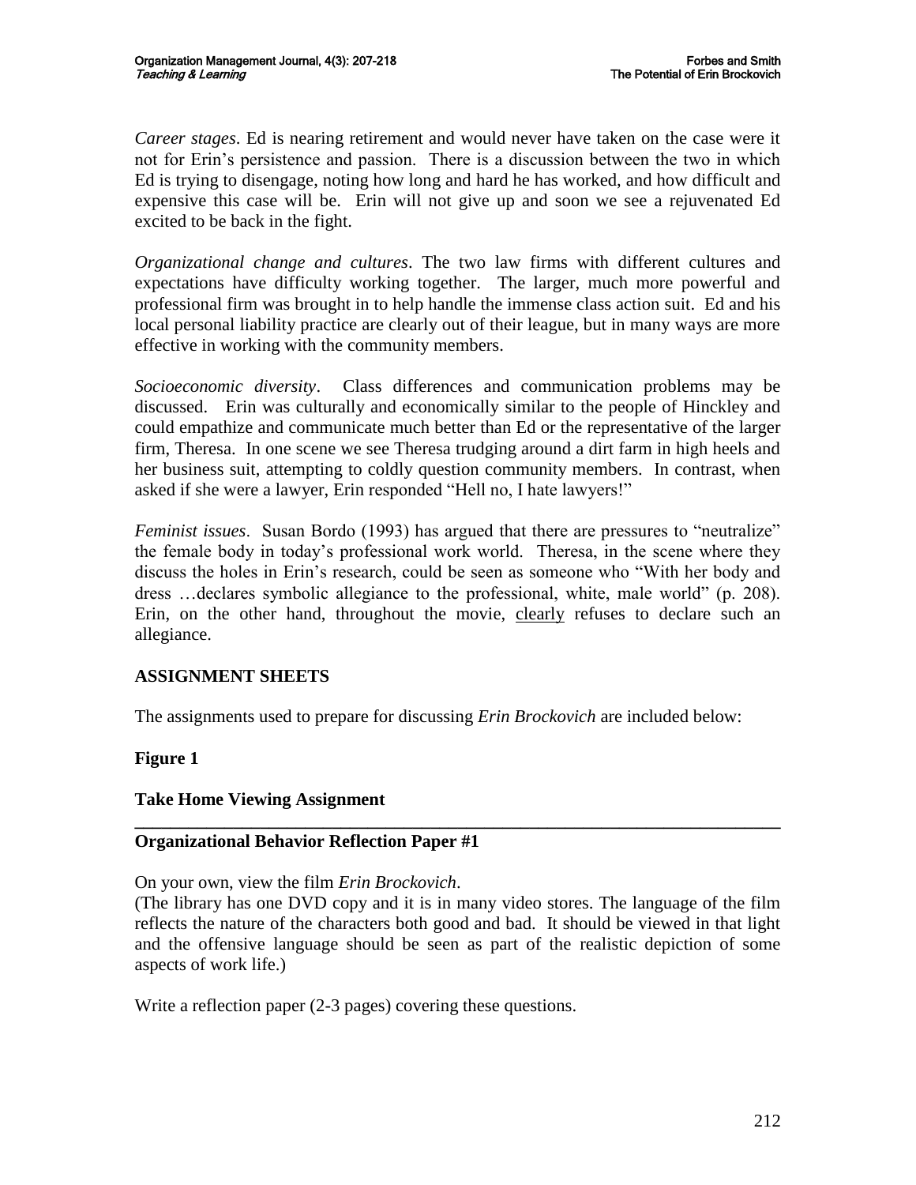*Career stages*. Ed is nearing retirement and would never have taken on the case were it not for Erin's persistence and passion. There is a discussion between the two in which Ed is trying to disengage, noting how long and hard he has worked, and how difficult and expensive this case will be. Erin will not give up and soon we see a rejuvenated Ed excited to be back in the fight.

*Organizational change and cultures*. The two law firms with different cultures and expectations have difficulty working together. The larger, much more powerful and professional firm was brought in to help handle the immense class action suit. Ed and his local personal liability practice are clearly out of their league, but in many ways are more effective in working with the community members.

*Socioeconomic diversity*. Class differences and communication problems may be discussed. Erin was culturally and economically similar to the people of Hinckley and could empathize and communicate much better than Ed or the representative of the larger firm, Theresa. In one scene we see Theresa trudging around a dirt farm in high heels and her business suit, attempting to coldly question community members. In contrast, when asked if she were a lawyer, Erin responded "Hell no, I hate lawyers!"

*Feminist issues*. Susan Bordo (1993) has argued that there are pressures to "neutralize" the female body in today's professional work world. Theresa, in the scene where they discuss the holes in Erin's research, could be seen as someone who "With her body and dress …declares symbolic allegiance to the professional, white, male world" (p. 208). Erin, on the other hand, throughout the movie, <u>clearly</u> refuses to declare such an allegiance.

## ASSIGNMENT SHEETS

The assignments used to prepare for discussing *Erin Brockovich* are included below:

**Figure 1**

**Take Home Viewing Assignment**

---

**Organizational Behavior Reflection Paper #1**

On your own, view the film *Erin Brockovich*.
(The library has one DVD copy and it is in many video stores. The language of the film reflects the nature of the characters both good and bad. It should be viewed in that light and the offensive language should be seen as part of the realistic depiction of some aspects of work life.)

Write a reflection paper (2-3 pages) covering these questions.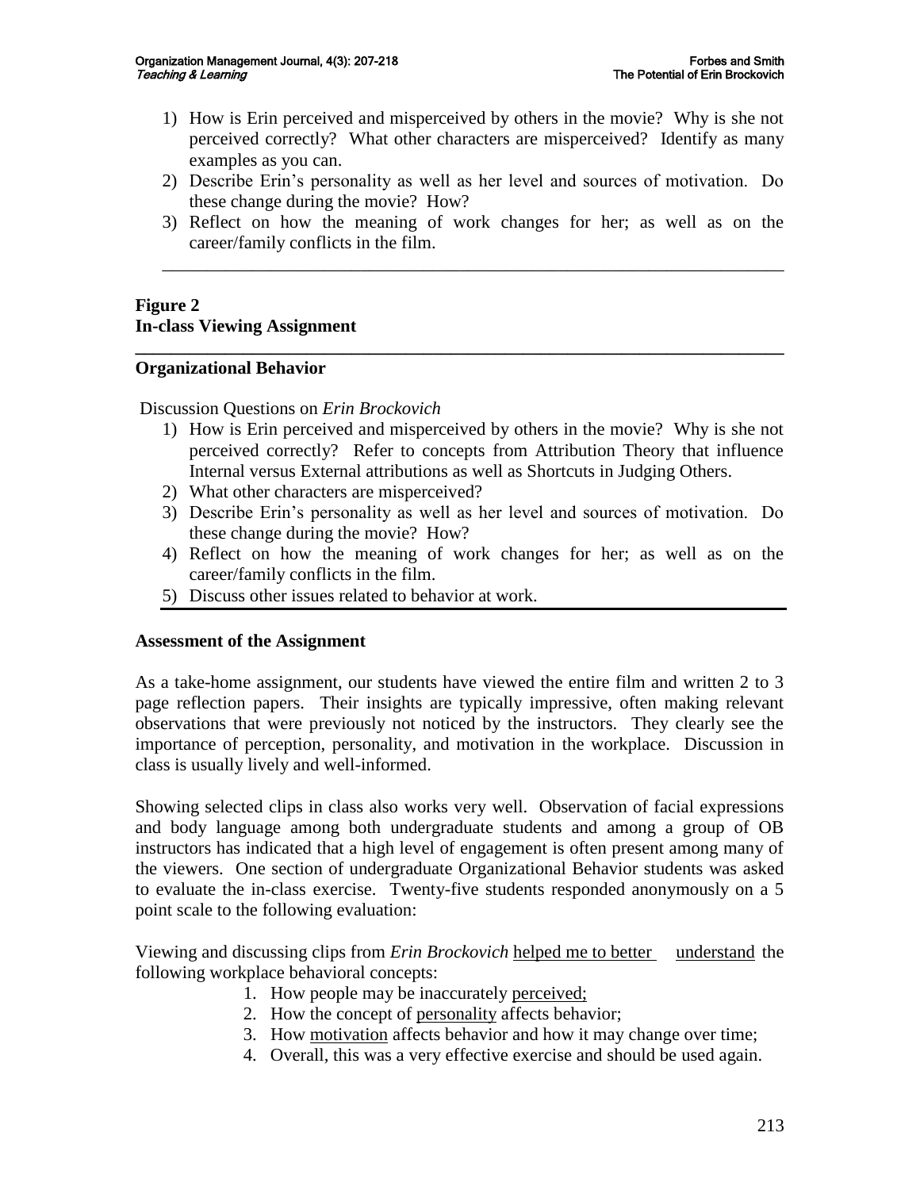1) How is Erin perceived and misperceived by others in the movie? Why is she not perceived correctly? What other characters are misperceived? Identify as many examples as you can.
2) Describe Erin's personality as well as her level and sources of motivation. Do these change during the movie? How?
3) Reflect on how the meaning of work changes for her; as well as on the career/family conflicts in the film.

---

**Figure 2**
**In-class Viewing Assignment**

---

**Organizational Behavior**

Discussion Questions on *Erin Brockovich*

1) How is Erin perceived and misperceived by others in the movie? Why is she not perceived correctly? Refer to concepts from Attribution Theory that influence Internal versus External attributions as well as Shortcuts in Judging Others.
2) What other characters are misperceived?
3) Describe Erin's personality as well as her level and sources of motivation. Do these change during the movie? How?
4) Reflect on how the meaning of work changes for her; as well as on the career/family conflicts in the film.
5) Discuss other issues related to behavior at work.

---

**Assessment of the Assignment**

As a take-home assignment, our students have viewed the entire film and written 2 to 3 page reflection papers. Their insights are typically impressive, often making relevant observations that were previously not noticed by the instructors. They clearly see the importance of perception, personality, and motivation in the workplace. Discussion in class is usually lively and well-informed.

Showing selected clips in class also works very well. Observation of facial expressions and body language among both undergraduate students and among a group of OB instructors has indicated that a high level of engagement is often present among many of the viewers. One section of undergraduate Organizational Behavior students was asked to evaluate the in-class exercise. Twenty-five students responded anonymously on a 5 point scale to the following evaluation:

Viewing and discussing clips from *Erin Brockovich* <u>helped me to better understand</u> the following workplace behavioral concepts:

1. How people may be inaccurately <u>perceived;</u>
2. How the concept of <u>personality</u> affects behavior;
3. How <u>motivation</u> affects behavior and how it may change over time;
4. Overall, this was a very effective exercise and should be used again.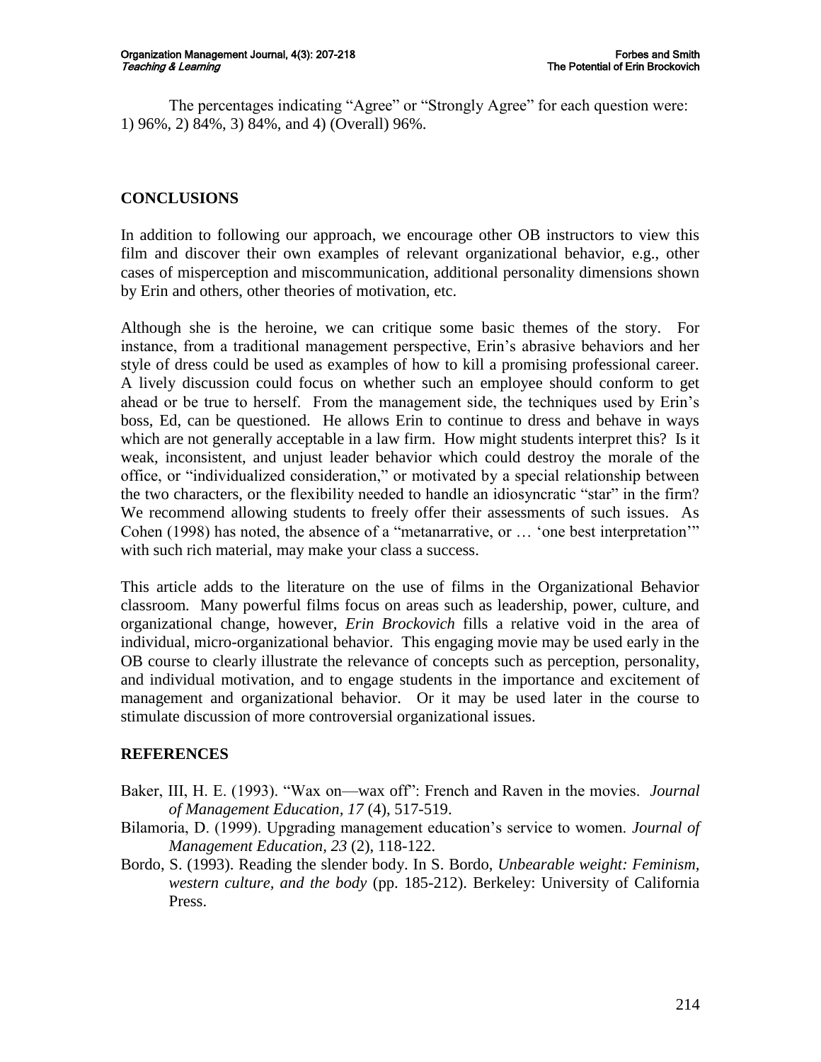The percentages indicating "Agree" or "Strongly Agree" for each question were: 1) 96%, 2) 84%, 3) 84%, and 4) (Overall) 96%.

## CONCLUSIONS

In addition to following our approach, we encourage other OB instructors to view this film and discover their own examples of relevant organizational behavior, e.g., other cases of misperception and miscommunication, additional personality dimensions shown by Erin and others, other theories of motivation, etc.

Although she is the heroine, we can critique some basic themes of the story. For instance, from a traditional management perspective, Erin's abrasive behaviors and her style of dress could be used as examples of how to kill a promising professional career. A lively discussion could focus on whether such an employee should conform to get ahead or be true to herself. From the management side, the techniques used by Erin's boss, Ed, can be questioned. He allows Erin to continue to dress and behave in ways which are not generally acceptable in a law firm. How might students interpret this? Is it weak, inconsistent, and unjust leader behavior which could destroy the morale of the office, or "individualized consideration," or motivated by a special relationship between the two characters, or the flexibility needed to handle an idiosyncratic "star" in the firm? We recommend allowing students to freely offer their assessments of such issues. As Cohen (1998) has noted, the absence of a "metanarrative, or … 'one best interpretation'" with such rich material, may make your class a success.

This article adds to the literature on the use of films in the Organizational Behavior classroom. Many powerful films focus on areas such as leadership, power, culture, and organizational change, however, *Erin Brockovich* fills a relative void in the area of individual, micro-organizational behavior. This engaging movie may be used early in the OB course to clearly illustrate the relevance of concepts such as perception, personality, and individual motivation, and to engage students in the importance and excitement of management and organizational behavior. Or it may be used later in the course to stimulate discussion of more controversial organizational issues.

## REFERENCES

Baker, III, H. E. (1993). "Wax on—wax off": French and Raven in the movies. *Journal of Management Education, 17* (4), 517-519.

Bilamoria, D. (1999). Upgrading management education's service to women. *Journal of Management Education, 23* (2), 118-122.

Bordo, S. (1993). Reading the slender body. In S. Bordo, *Unbearable weight: Feminism, western culture, and the body* (pp. 185-212). Berkeley: University of California Press.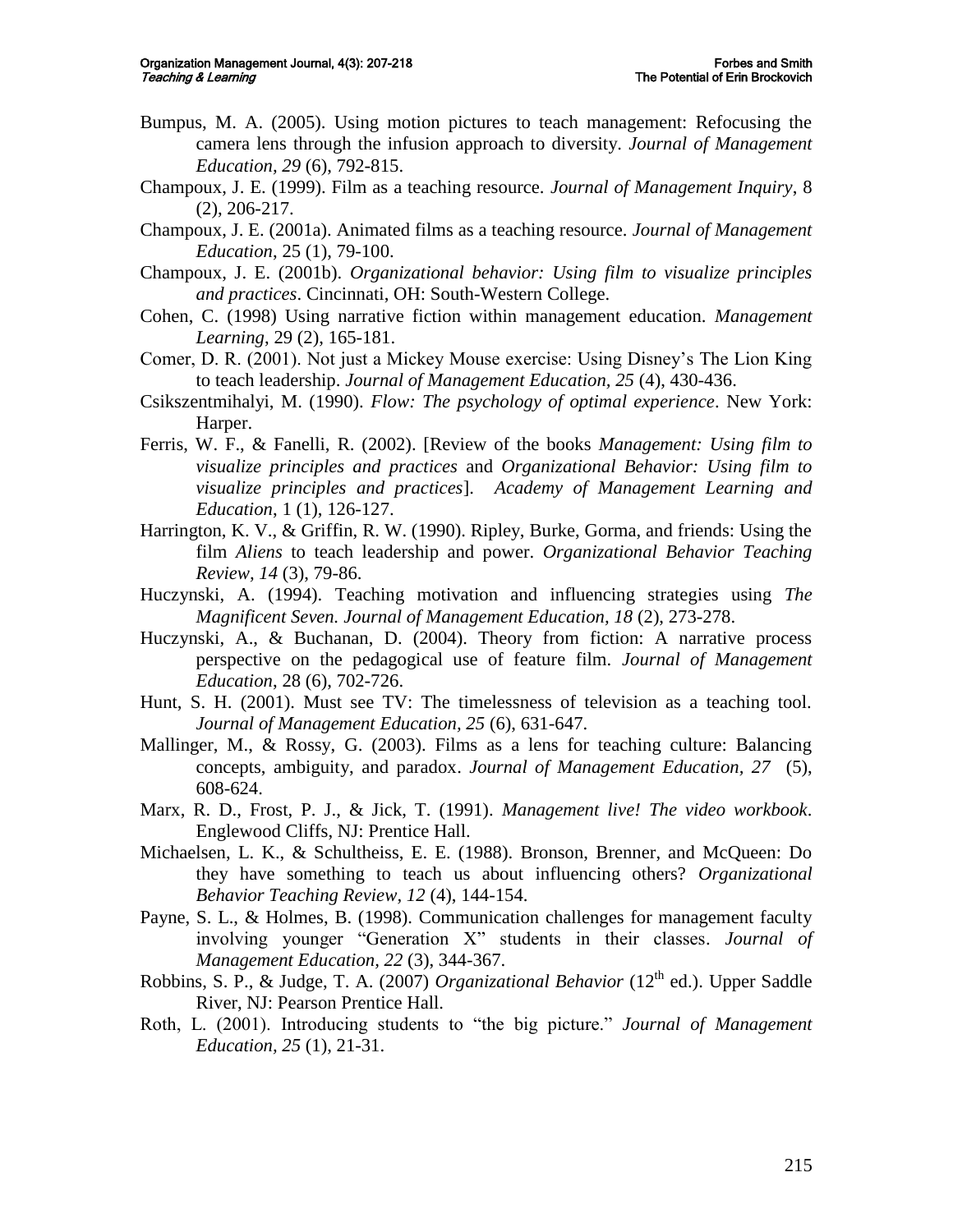Bumpus, M. A. (2005). Using motion pictures to teach management: Refocusing the camera lens through the infusion approach to diversity. *Journal of Management Education, 29* (6), 792-815.

Champoux, J. E. (1999). Film as a teaching resource. *Journal of Management Inquiry*, 8 (2), 206-217.

Champoux, J. E. (2001a). Animated films as a teaching resource. *Journal of Management Education*, 25 (1), 79-100.

Champoux, J. E. (2001b). *Organizational behavior: Using film to visualize principles and practices*. Cincinnati, OH: South-Western College.

Cohen, C. (1998) Using narrative fiction within management education. *Management Learning*, 29 (2), 165-181.

Comer, D. R. (2001). Not just a Mickey Mouse exercise: Using Disney's The Lion King to teach leadership. *Journal of Management Education, 25* (4), 430-436.

Csikszentmihalyi, M. (1990). *Flow: The psychology of optimal experience*. New York: Harper.

Ferris, W. F., & Fanelli, R. (2002). [Review of the books *Management: Using film to visualize principles and practices* and *Organizational Behavior: Using film to visualize principles and practices*]. *Academy of Management Learning and Education*, 1 (1), 126-127.

Harrington, K. V., & Griffin, R. W. (1990). Ripley, Burke, Gorma, and friends: Using the film *Aliens* to teach leadership and power. *Organizational Behavior Teaching Review, 14* (3), 79-86.

Huczynski, A. (1994). Teaching motivation and influencing strategies using *The Magnificent Seven. Journal of Management Education, 18* (2), 273-278.

Huczynski, A., & Buchanan, D. (2004). Theory from fiction: A narrative process perspective on the pedagogical use of feature film. *Journal of Management Education*, 28 (6), 702-726.

Hunt, S. H. (2001). Must see TV: The timelessness of television as a teaching tool. *Journal of Management Education, 25* (6), 631-647.

Mallinger, M., & Rossy, G. (2003). Films as a lens for teaching culture: Balancing concepts, ambiguity, and paradox. *Journal of Management Education, 27* (5), 608-624.

Marx, R. D., Frost, P. J., & Jick, T. (1991). *Management live! The video workbook*. Englewood Cliffs, NJ: Prentice Hall.

Michaelsen, L. K., & Schultheiss, E. E. (1988). Bronson, Brenner, and McQueen: Do they have something to teach us about influencing others? *Organizational Behavior Teaching Review, 12* (4), 144-154.

Payne, S. L., & Holmes, B. (1998). Communication challenges for management faculty involving younger "Generation X" students in their classes. *Journal of Management Education, 22* (3), 344-367.

Robbins, S. P., & Judge, T. A. (2007) *Organizational Behavior* (12th ed.). Upper Saddle River, NJ: Pearson Prentice Hall.

Roth, L. (2001). Introducing students to "the big picture." *Journal of Management Education, 25* (1), 21-31.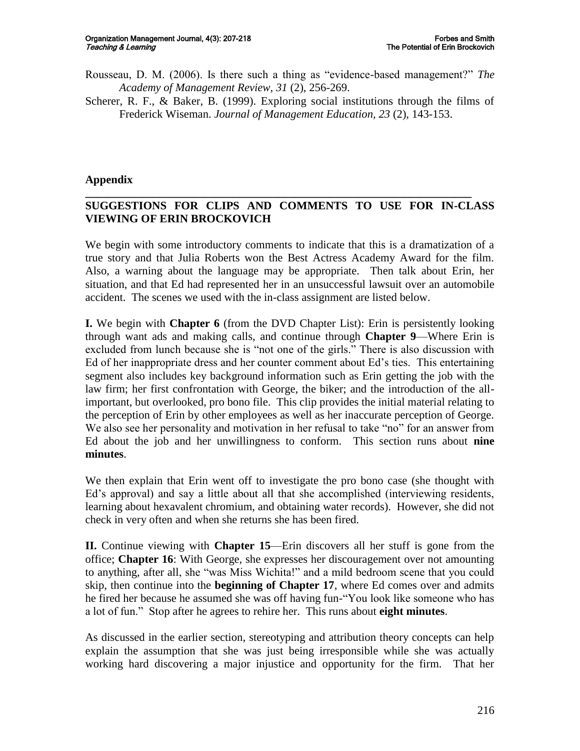Rousseau, D. M. (2006). Is there such a thing as "evidence-based management?" *The Academy of Management Review, 31* (2), 256-269.

Scherer, R. F., & Baker, B. (1999). Exploring social institutions through the films of Frederick Wiseman. *Journal of Management Education, 23* (2), 143-153.

## Appendix

### SUGGESTIONS FOR CLIPS AND COMMENTS TO USE FOR IN-CLASS VIEWING OF ERIN BROCKOVICH

We begin with some introductory comments to indicate that this is a dramatization of a true story and that Julia Roberts won the Best Actress Academy Award for the film. Also, a warning about the language may be appropriate. Then talk about Erin, her situation, and that Ed had represented her in an unsuccessful lawsuit over an automobile accident. The scenes we used with the in-class assignment are listed below.

**I.** We begin with **Chapter 6** (from the DVD Chapter List): Erin is persistently looking through want ads and making calls, and continue through **Chapter 9**—Where Erin is excluded from lunch because she is "not one of the girls." There is also discussion with Ed of her inappropriate dress and her counter comment about Ed's ties. This entertaining segment also includes key background information such as Erin getting the job with the law firm; her first confrontation with George, the biker; and the introduction of the all-important, but overlooked, pro bono file. This clip provides the initial material relating to the perception of Erin by other employees as well as her inaccurate perception of George. We also see her personality and motivation in her refusal to take "no" for an answer from Ed about the job and her unwillingness to conform. This section runs about **nine minutes**.

We then explain that Erin went off to investigate the pro bono case (she thought with Ed's approval) and say a little about all that she accomplished (interviewing residents, learning about hexavalent chromium, and obtaining water records). However, she did not check in very often and when she returns she has been fired.

**II.** Continue viewing with **Chapter 15**—Erin discovers all her stuff is gone from the office; **Chapter 16**: With George, she expresses her discouragement over not amounting to anything, after all, she "was Miss Wichita!" and a mild bedroom scene that you could skip, then continue into the **beginning of Chapter 17**, where Ed comes over and admits he fired her because he assumed she was off having fun-"You look like someone who has a lot of fun." Stop after he agrees to rehire her. This runs about **eight minutes**.

As discussed in the earlier section, stereotyping and attribution theory concepts can help explain the assumption that she was just being irresponsible while she was actually working hard discovering a major injustice and opportunity for the firm. That her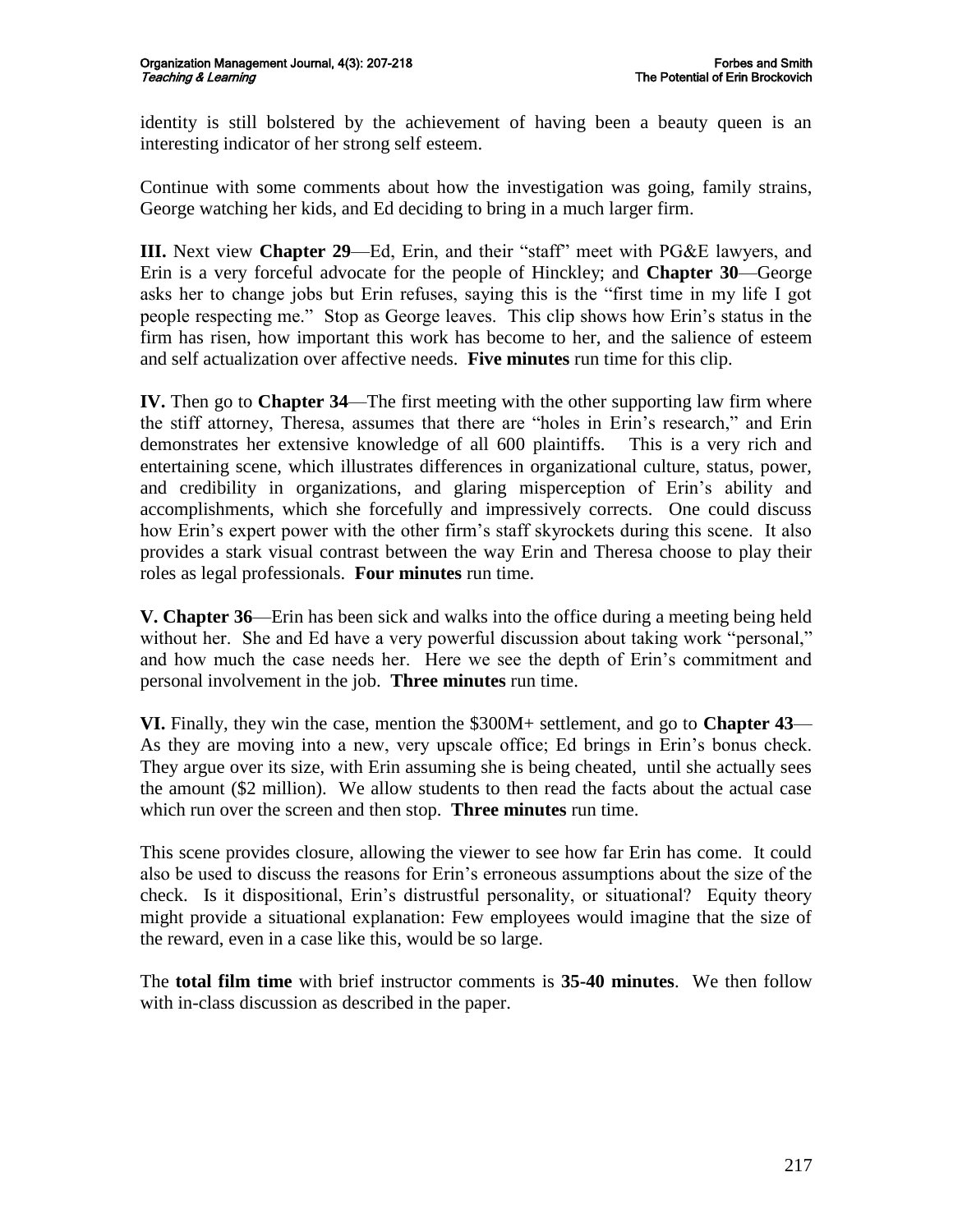identity is still bolstered by the achievement of having been a beauty queen is an interesting indicator of her strong self esteem.

Continue with some comments about how the investigation was going, family strains, George watching her kids, and Ed deciding to bring in a much larger firm.

**III.** Next view **Chapter 29**—Ed, Erin, and their "staff" meet with PG&E lawyers, and Erin is a very forceful advocate for the people of Hinckley; and **Chapter 30**—George asks her to change jobs but Erin refuses, saying this is the "first time in my life I got people respecting me." Stop as George leaves. This clip shows how Erin's status in the firm has risen, how important this work has become to her, and the salience of esteem and self actualization over affective needs. **Five minutes** run time for this clip.

**IV.** Then go to **Chapter 34**—The first meeting with the other supporting law firm where the stiff attorney, Theresa, assumes that there are "holes in Erin's research," and Erin demonstrates her extensive knowledge of all 600 plaintiffs. This is a very rich and entertaining scene, which illustrates differences in organizational culture, status, power, and credibility in organizations, and glaring misperception of Erin's ability and accomplishments, which she forcefully and impressively corrects. One could discuss how Erin's expert power with the other firm's staff skyrockets during this scene. It also provides a stark visual contrast between the way Erin and Theresa choose to play their roles as legal professionals. **Four minutes** run time.

**V. Chapter 36**—Erin has been sick and walks into the office during a meeting being held without her. She and Ed have a very powerful discussion about taking work "personal," and how much the case needs her. Here we see the depth of Erin's commitment and personal involvement in the job. **Three minutes** run time.

**VI.** Finally, they win the case, mention the $300M+ settlement, and go to **Chapter 43**—As they are moving into a new, very upscale office; Ed brings in Erin's bonus check. They argue over its size, with Erin assuming she is being cheated, until she actually sees the amount ($2 million). We allow students to then read the facts about the actual case which run over the screen and then stop. **Three minutes** run time.

This scene provides closure, allowing the viewer to see how far Erin has come. It could also be used to discuss the reasons for Erin's erroneous assumptions about the size of the check. Is it dispositional, Erin's distrustful personality, or situational? Equity theory might provide a situational explanation: Few employees would imagine that the size of the reward, even in a case like this, would be so large.

The **total film time** with brief instructor comments is **35-40 minutes**. We then follow with in-class discussion as described in the paper.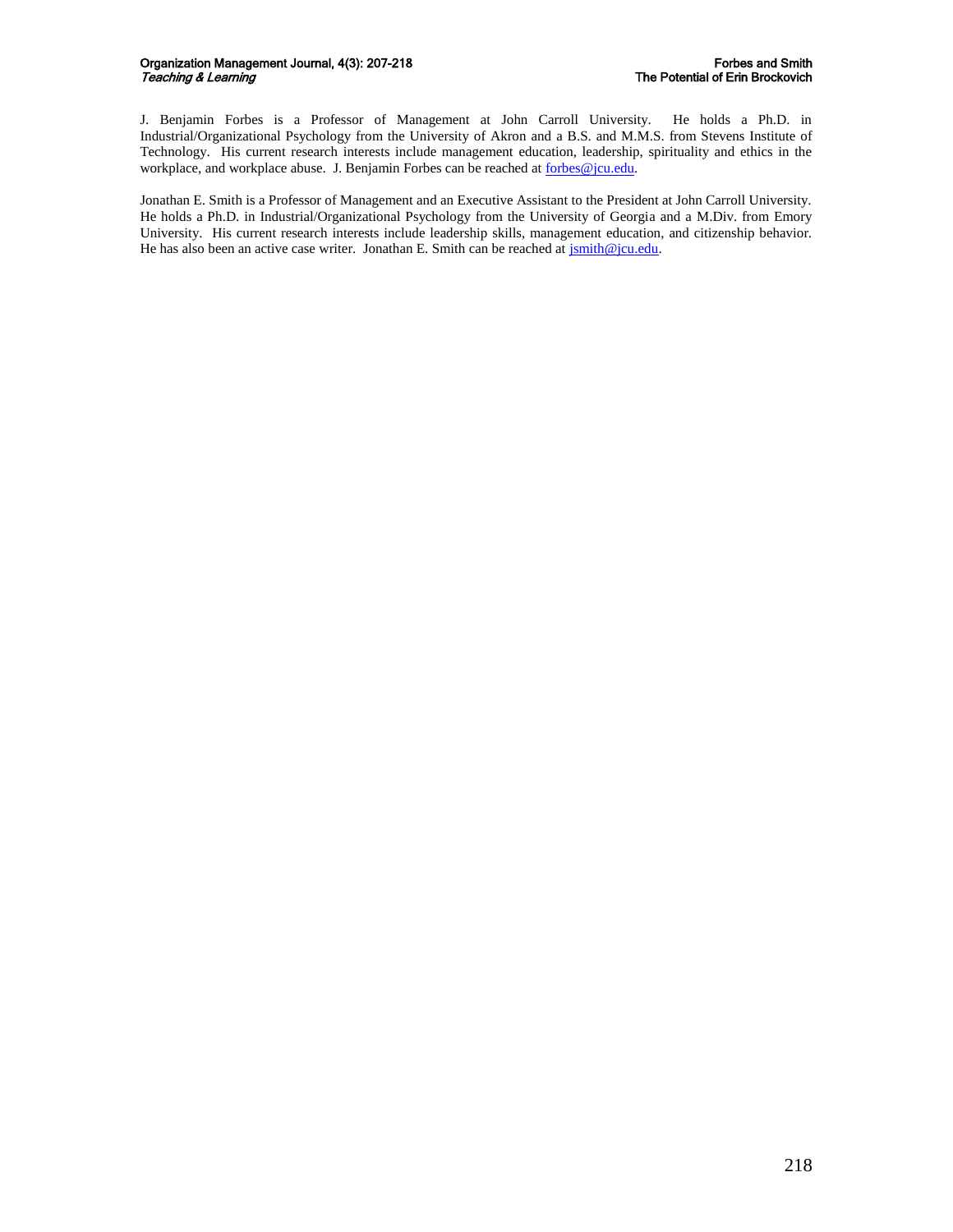J. Benjamin Forbes is a Professor of Management at John Carroll University. He holds a Ph.D. in Industrial/Organizational Psychology from the University of Akron and a B.S. and M.M.S. from Stevens Institute of Technology. His current research interests include management education, leadership, spirituality and ethics in the workplace, and workplace abuse. J. Benjamin Forbes can be reached at forbes@jcu.edu.

Jonathan E. Smith is a Professor of Management and an Executive Assistant to the President at John Carroll University. He holds a Ph.D. in Industrial/Organizational Psychology from the University of Georgia and a M.Div. from Emory University. His current research interests include leadership skills, management education, and citizenship behavior. He has also been an active case writer. Jonathan E. Smith can be reached at jsmith@jcu.edu.